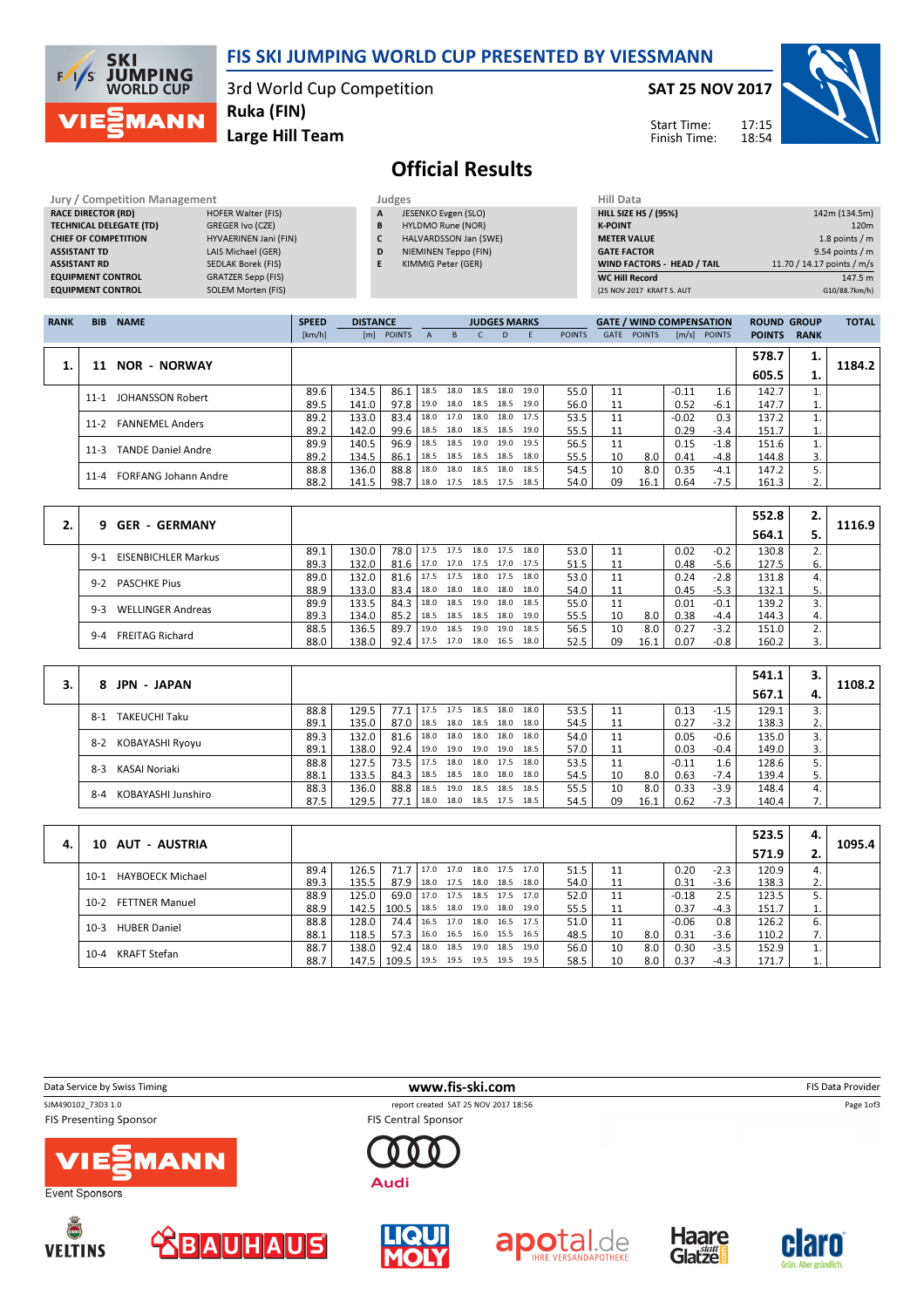# FIS SKI JUMPING WORLD CUP PRESENTED BY VIESSMANN

3rd World Cup Competition
Ruka (FIN)
Large Hill Team

**SAT 25 NOV 2017**

Start Time: 17:15
Finish Time: 18:54

## Official Results

| Jury / Competition Management | |
|---|---|
| RACE DIRECTOR (RD) | HOFER Walter (FIS) |
| TECHNICAL DELEGATE (TD) | GREGER Ivo (CZE) |
| CHIEF OF COMPETITION | HYVAERINEN Jani (FIN) |
| ASSISTANT TD | LAIS Michael (GER) |
| ASSISTANT RD | SEDLAK Borek (FIS) |
| EQUIPMENT CONTROL | GRATZER Sepp (FIS) |
| EQUIPMENT CONTROL | SOLEM Morten (FIS) |

| Judges | |
|---|---|
| A | JESENKO Evgen (SLO) |
| B | HYLDMO Rune (NOR) |
| C | HALVARDSSON Jan (SWE) |
| D | NIEMINEN Teppo (FIN) |
| E | KIMMIG Peter (GER) |

| Hill Data | |
|---|---|
| HILL SIZE HS / (95%) | 142m (134.5m) |
| K-POINT | 120m |
| METER VALUE | 1.8 points / m |
| GATE FACTOR | 9.54 points / m |
| WIND FACTORS - HEAD / TAIL | 11.70 / 14.17 points / m/s |
| WC Hill Record | 147.5 m |
| (25 NOV 2017 KRAFT S. AUT | G10/88.7km/h) |

| RANK | BIB | NAME | SPEED [km/h] | DISTANCE [m] | DISTANCE POINTS | A | B | C | D | E | JUDGES POINTS | GATE | GATE POINTS | WIND [m/s] | WIND POINTS | ROUND POINTS | GROUP RANK | TOTAL |
|---|---|---|---|---|---|---|---|---|---|---|---|---|---|---|---|---|---|---|
| 1. | 11 | NOR - NORWAY | | | | | | | | | | | | | | 578.7 | 1. | 1184.2 |
| | | | | | | | | | | | | | | | | 605.5 | 1. | |
| | 11-1 | JOHANSSON Robert | 89.6 | 134.5 | 86.1 | 18.5 | 18.0 | 18.5 | 18.0 | 19.0 | 55.0 | 11 | | -0.11 | 1.6 | 142.7 | 1. | |
| | | | 89.5 | 141.0 | 97.8 | 19.0 | 18.0 | 18.5 | 18.5 | 19.0 | 56.0 | 11 | | 0.52 | -6.1 | 147.7 | 1. | |
| | 11-2 | FANNEMEL Anders | 89.2 | 133.0 | 83.4 | 18.0 | 17.0 | 18.0 | 18.0 | 17.5 | 53.5 | 11 | | -0.02 | 0.3 | 137.2 | 1. | |
| | | | 89.2 | 142.0 | 99.6 | 18.5 | 18.0 | 18.5 | 18.5 | 19.0 | 55.5 | 11 | | 0.29 | -3.4 | 151.7 | 1. | |
| | 11-3 | TANDE Daniel Andre | 89.9 | 140.5 | 96.9 | 18.5 | 18.5 | 19.0 | 19.0 | 19.5 | 56.5 | 11 | | 0.15 | -1.8 | 151.6 | 1. | |
| | | | 89.2 | 134.5 | 86.1 | 18.5 | 18.5 | 18.5 | 18.5 | 18.0 | 55.5 | 10 | 8.0 | 0.41 | -4.8 | 144.8 | 3. | |
| | 11-4 | FORFANG Johann Andre | 88.8 | 136.0 | 88.8 | 18.0 | 18.0 | 18.5 | 18.0 | 18.5 | 54.5 | 10 | 8.0 | 0.35 | -4.1 | 147.2 | 5. | |
| | | | 88.2 | 141.5 | 98.7 | 18.0 | 17.5 | 18.5 | 17.5 | 18.5 | 54.0 | 09 | 16.1 | 0.64 | -7.5 | 161.3 | 2. | |
| 2. | 9 | GER - GERMANY | | | | | | | | | | | | | | 552.8 | 2. | 1116.9 |
| | | | | | | | | | | | | | | | | 564.1 | 5. | |
| | 9-1 | EISENBICHLER Markus | 89.1 | 130.0 | 78.0 | 17.5 | 17.5 | 18.0 | 17.5 | 18.0 | 53.0 | 11 | | 0.02 | -0.2 | 130.8 | 2. | |
| | | | 89.3 | 132.0 | 81.6 | 17.0 | 17.0 | 17.5 | 17.0 | 17.5 | 51.5 | 11 | | 0.48 | -5.6 | 127.5 | 6. | |
| | 9-2 | PASCHKE Pius | 89.0 | 132.0 | 81.6 | 17.5 | 17.5 | 18.0 | 17.5 | 18.0 | 53.0 | 11 | | 0.24 | -2.8 | 131.8 | 4. | |
| | | | 88.9 | 133.0 | 83.4 | 18.0 | 18.0 | 18.0 | 18.0 | 18.0 | 54.0 | 11 | | 0.45 | -5.3 | 132.1 | 5. | |
| | 9-3 | WELLINGER Andreas | 89.9 | 133.5 | 84.3 | 18.0 | 18.5 | 19.0 | 18.0 | 18.5 | 55.0 | 11 | | 0.01 | -0.1 | 139.2 | 3. | |
| | | | 89.3 | 134.0 | 85.2 | 18.5 | 18.5 | 18.5 | 18.0 | 19.0 | 55.5 | 10 | 8.0 | 0.38 | -4.4 | 144.3 | 4. | |
| | 9-4 | FREITAG Richard | 88.5 | 136.5 | 89.7 | 19.0 | 18.5 | 19.0 | 19.0 | 18.5 | 56.5 | 10 | 8.0 | 0.27 | -3.2 | 151.0 | 2. | |
| | | | 88.0 | 138.0 | 92.4 | 17.5 | 17.0 | 18.0 | 16.5 | 18.0 | 52.5 | 09 | 16.1 | 0.07 | -0.8 | 160.2 | 3. | |
| 3. | 8 | JPN - JAPAN | | | | | | | | | | | | | | 541.1 | 3. | 1108.2 |
| | | | | | | | | | | | | | | | | 567.1 | 4. | |
| | 8-1 | TAKEUCHI Taku | 88.8 | 129.5 | 77.1 | 17.5 | 17.5 | 18.5 | 18.0 | 18.0 | 53.5 | 11 | | 0.13 | -1.5 | 129.1 | 3. | |
| | | | 89.1 | 135.0 | 87.0 | 18.5 | 18.0 | 18.5 | 18.0 | 18.0 | 54.5 | 11 | | 0.27 | -3.2 | 138.3 | 2. | |
| | 8-2 | KOBAYASHI Ryoyu | 89.3 | 132.0 | 81.6 | 18.0 | 18.0 | 18.0 | 18.0 | 18.0 | 54.0 | 11 | | 0.05 | -0.6 | 135.0 | 3. | |
| | | | 89.1 | 138.0 | 92.4 | 19.0 | 19.0 | 19.0 | 19.0 | 18.5 | 57.0 | 11 | | 0.03 | -0.4 | 149.0 | 3. | |
| | 8-3 | KASAI Noriaki | 88.8 | 127.5 | 73.5 | 17.5 | 18.0 | 18.0 | 17.5 | 18.0 | 53.5 | 11 | | -0.11 | 1.6 | 128.6 | 5. | |
| | | | 88.1 | 133.5 | 84.3 | 18.5 | 18.5 | 18.0 | 18.0 | 18.0 | 54.5 | 10 | 8.0 | 0.63 | -7.4 | 139.4 | 5. | |
| | 8-4 | KOBAYASHI Junshiro | 88.3 | 136.0 | 88.8 | 18.5 | 19.0 | 18.5 | 18.5 | 18.5 | 55.5 | 10 | 8.0 | 0.33 | -3.9 | 148.4 | 4. | |
| | | | 87.5 | 129.5 | 77.1 | 18.0 | 18.0 | 18.5 | 17.5 | 18.5 | 54.5 | 09 | 16.1 | 0.62 | -7.3 | 140.4 | 7. | |
| 4. | 10 | AUT - AUSTRIA | | | | | | | | | | | | | | 523.5 | 4. | 1095.4 |
| | | | | | | | | | | | | | | | | 571.9 | 2. | |
| | 10-1 | HAYBOECK Michael | 89.4 | 126.5 | 71.7 | 17.0 | 17.0 | 18.0 | 17.5 | 17.0 | 51.5 | 11 | | 0.20 | -2.3 | 120.9 | 4. | |
| | | | 89.3 | 135.5 | 87.9 | 18.0 | 17.5 | 18.0 | 18.5 | 18.0 | 54.0 | 11 | | 0.31 | -3.6 | 138.3 | 2. | |
| | 10-2 | FETTNER Manuel | 88.9 | 125.0 | 69.0 | 17.0 | 17.5 | 18.5 | 17.5 | 17.0 | 52.0 | 11 | | -0.18 | 2.5 | 123.5 | 5. | |
| | | | 88.9 | 142.5 | 100.5 | 18.5 | 18.0 | 19.0 | 18.0 | 19.0 | 55.5 | 11 | | 0.37 | -4.3 | 151.7 | 1. | |
| | 10-3 | HUBER Daniel | 88.8 | 128.0 | 74.4 | 16.5 | 17.0 | 18.0 | 16.5 | 17.5 | 51.0 | 11 | | -0.06 | 0.8 | 126.2 | 6. | |
| | | | 88.1 | 118.5 | 57.3 | 16.0 | 16.5 | 16.0 | 15.5 | 16.5 | 48.5 | 10 | 8.0 | 0.31 | -3.6 | 110.2 | 7. | |
| | 10-4 | KRAFT Stefan | 88.7 | 138.0 | 92.4 | 18.0 | 18.5 | 19.0 | 18.5 | 19.0 | 56.0 | 10 | 8.0 | 0.30 | -3.5 | 152.9 | 1. | |
| | | | 88.7 | 147.5 | 109.5 | 19.5 | 19.5 | 19.5 | 19.5 | 19.5 | 58.5 | 10 | 8.0 | 0.37 | -4.3 | 171.7 | 1. | |

Data Service by Swiss Timing — www.fis-ski.com — FIS Data Provider

SJM490102_73D3 1.0 — report created SAT 25 NOV 2017 18:56

FIS Presenting Sponsor: VIESSMANN — FIS Central Sponsor: Audi

Event Sponsors: VELTINS, BAUHAUS, LIQUI MOLY, apotal.de, Haare statt Glatze, claro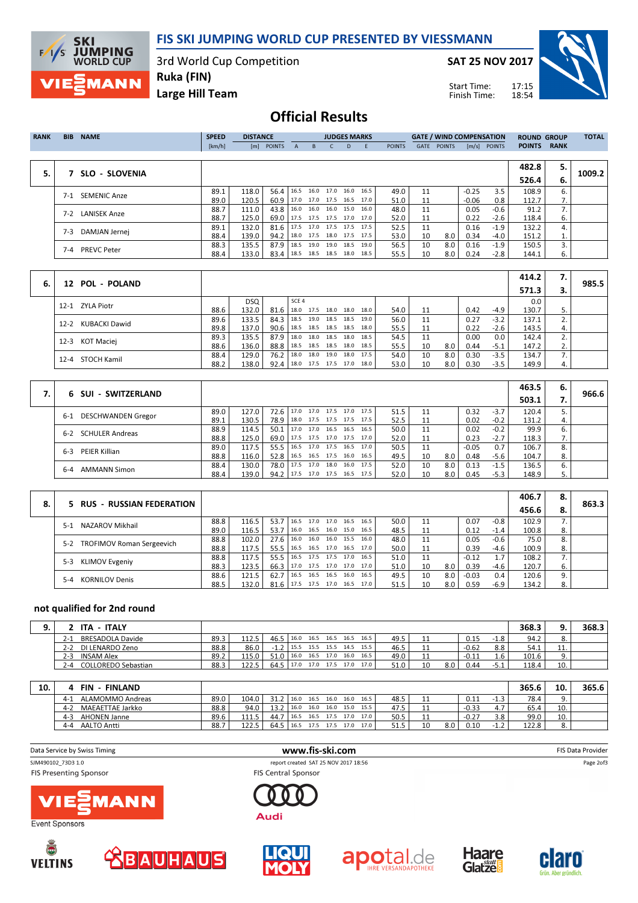# FIS SKI JUMPING WORLD CUP PRESENTED BY VIESSMANN

3rd World Cup Competition
Ruka (FIN)
Large Hill Team

**SAT 25 NOV 2017**

Start Time: 17:15
Finish Time: 18:54

## Official Results

| RANK | BIB | NAME | SPEED [km/h] | DISTANCE [m] | DISTANCE POINTS | A | B | C | D | E | JUDGES POINTS | GATE | GATE POINTS | WIND [m/s] | WIND POINTS | ROUND POINTS | GROUP RANK | TOTAL |
|---|---|---|---|---|---|---|---|---|---|---|---|---|---|---|---|---|---|---|
| 5. | 7 | SLO - SLOVENIA | | | | | | | | | | | | | | 482.8 | 5. | 1009.2 |
| | | | | | | | | | | | | | | | | 526.4 | 6. | |
| | 7-1 | SEMENIC Anze | 89.1 | 118.0 | 56.4 | 16.5 | 16.0 | 17.0 | 16.0 | 16.5 | 49.0 | 11 | | -0.25 | 3.5 | 108.9 | 6. | |
| | | | 89.0 | 120.5 | 60.9 | 17.0 | 17.0 | 17.5 | 16.5 | 17.0 | 51.0 | 11 | | -0.06 | 0.8 | 112.7 | 7. | |
| | 7-2 | LANISEK Anze | 88.7 | 111.0 | 43.8 | 16.0 | 16.0 | 16.0 | 15.0 | 16.0 | 48.0 | 11 | | 0.05 | -0.6 | 91.2 | 7. | |
| | | | 88.7 | 125.0 | 69.0 | 17.5 | 17.5 | 17.5 | 17.0 | 17.0 | 52.0 | 11 | | 0.22 | -2.6 | 118.4 | 6. | |
| | 7-3 | DAMJAN Jernej | 89.1 | 132.0 | 81.6 | 17.5 | 17.0 | 17.5 | 17.5 | 17.5 | 52.5 | 11 | | 0.16 | -1.9 | 132.2 | 4. | |
| | | | 88.4 | 139.0 | 94.2 | 18.0 | 17.5 | 18.0 | 17.5 | 17.5 | 53.0 | 10 | 8.0 | 0.34 | -4.0 | 151.2 | 1. | |
| | 7-4 | PREVC Peter | 88.3 | 135.5 | 87.9 | 18.5 | 19.0 | 19.0 | 18.5 | 19.0 | 56.5 | 10 | 8.0 | 0.16 | -1.9 | 150.5 | 3. | |
| | | | 88.4 | 133.0 | 83.4 | 18.5 | 18.5 | 18.5 | 18.0 | 18.5 | 55.5 | 10 | 8.0 | 0.24 | -2.8 | 144.1 | 6. | |
| 6. | 12 | POL - POLAND | | | | | | | | | | | | | | 414.2 | 7. | 985.5 |
| | | | | | | | | | | | | | | | | 571.3 | 3. | |
| | 12-1 | ZYLA Piotr | | DSQ | | SCE 4 | | | | | | | | | | 0.0 | | |
| | | | 88.6 | 132.0 | 81.6 | 18.0 | 17.5 | 18.0 | 18.0 | 18.0 | 54.0 | 11 | | 0.42 | -4.9 | 130.7 | 5. | |
| | 12-2 | KUBACKI Dawid | 89.6 | 133.5 | 84.3 | 18.5 | 19.0 | 18.5 | 18.5 | 19.0 | 56.0 | 11 | | 0.27 | -3.2 | 137.1 | 2. | |
| | | | 89.8 | 137.0 | 90.6 | 18.5 | 18.5 | 18.5 | 18.5 | 18.0 | 55.5 | 11 | | 0.22 | -2.6 | 143.5 | 4. | |
| | 12-3 | KOT Maciej | 89.3 | 135.5 | 87.9 | 18.0 | 18.0 | 18.5 | 18.0 | 18.5 | 54.5 | 11 | | 0.00 | 0.0 | 142.4 | 2. | |
| | | | 88.6 | 136.0 | 88.8 | 18.5 | 18.5 | 18.5 | 18.0 | 18.5 | 55.5 | 10 | 8.0 | 0.44 | -5.1 | 147.2 | 2. | |
| | 12-4 | STOCH Kamil | 88.4 | 129.0 | 76.2 | 18.0 | 18.0 | 19.0 | 18.0 | 17.5 | 54.0 | 10 | 8.0 | 0.30 | -3.5 | 134.7 | 7. | |
| | | | 88.2 | 138.0 | 92.4 | 18.0 | 17.5 | 17.5 | 17.0 | 18.0 | 53.0 | 10 | 8.0 | 0.30 | -3.5 | 149.9 | 4. | |
| 7. | 6 | SUI - SWITZERLAND | | | | | | | | | | | | | | 463.5 | 6. | 966.6 |
| | | | | | | | | | | | | | | | | 503.1 | 7. | |
| | 6-1 | DESCHWANDEN Gregor | 89.0 | 127.0 | 72.6 | 17.0 | 17.0 | 17.5 | 17.0 | 17.5 | 51.5 | 11 | | 0.32 | -3.7 | 120.4 | 5. | |
| | | | 89.1 | 130.5 | 78.9 | 18.0 | 17.5 | 17.5 | 17.5 | 17.5 | 52.5 | 11 | | 0.02 | -0.2 | 131.2 | 4. | |
| | 6-2 | SCHULER Andreas | 88.9 | 114.5 | 50.1 | 17.0 | 17.0 | 16.5 | 16.5 | 16.5 | 50.0 | 11 | | 0.02 | -0.2 | 99.9 | 6. | |
| | | | 88.8 | 125.0 | 69.0 | 17.5 | 17.5 | 17.0 | 17.5 | 17.0 | 52.0 | 11 | | 0.23 | -2.7 | 118.3 | 7. | |
| | 6-3 | PEIER Killian | 89.0 | 117.5 | 55.5 | 16.5 | 17.0 | 17.5 | 16.5 | 17.0 | 50.5 | 11 | | -0.05 | 0.7 | 106.7 | 8. | |
| | | | 88.8 | 116.0 | 52.8 | 16.5 | 16.5 | 17.5 | 16.0 | 16.5 | 49.5 | 10 | 8.0 | 0.48 | -5.6 | 104.7 | 8. | |
| | 6-4 | AMMANN Simon | 88.4 | 130.0 | 78.0 | 17.5 | 17.0 | 18.0 | 16.0 | 17.5 | 52.0 | 10 | 8.0 | 0.13 | -1.5 | 136.5 | 6. | |
| | | | 88.4 | 139.0 | 94.2 | 17.5 | 17.0 | 17.5 | 16.5 | 17.5 | 52.0 | 10 | 8.0 | 0.45 | -5.3 | 148.9 | 5. | |
| 8. | 5 | RUS - RUSSIAN FEDERATION | | | | | | | | | | | | | | 406.7 | 8. | 863.3 |
| | | | | | | | | | | | | | | | | 456.6 | 8. | |
| | 5-1 | NAZAROV Mikhail | 88.8 | 116.5 | 53.7 | 16.5 | 17.0 | 17.0 | 16.5 | 16.5 | 50.0 | 11 | | 0.07 | -0.8 | 102.9 | 7. | |
| | | | 89.0 | 116.5 | 53.7 | 16.0 | 16.5 | 16.0 | 15.0 | 16.5 | 48.5 | 11 | | 0.12 | -1.4 | 100.8 | 8. | |
| | 5-2 | TROFIMOV Roman Sergeevich | 88.8 | 102.0 | 27.6 | 16.0 | 16.0 | 16.0 | 15.5 | 16.0 | 48.0 | 11 | | 0.05 | -0.6 | 75.0 | 8. | |
| | | | 88.8 | 117.5 | 55.5 | 16.5 | 16.5 | 17.0 | 16.5 | 17.0 | 50.0 | 11 | | 0.39 | -4.6 | 100.9 | 8. | |
| | 5-3 | KLIMOV Evgeniy | 88.8 | 117.5 | 55.5 | 16.5 | 17.5 | 17.5 | 17.0 | 16.5 | 51.0 | 11 | | -0.12 | 1.7 | 108.2 | 7. | |
| | | | 88.3 | 123.5 | 66.3 | 17.0 | 17.5 | 17.0 | 17.0 | 17.0 | 51.0 | 10 | 8.0 | 0.39 | -4.6 | 120.7 | 6. | |
| | 5-4 | KORNILOV Denis | 88.6 | 121.5 | 62.7 | 16.5 | 16.5 | 16.5 | 16.0 | 16.5 | 49.5 | 10 | 8.0 | -0.03 | 0.4 | 120.6 | 9. | |
| | | | 88.5 | 132.0 | 81.6 | 17.5 | 17.5 | 17.0 | 16.5 | 17.0 | 51.5 | 10 | 8.0 | 0.59 | -6.9 | 134.2 | 8. | |

### not qualified for 2nd round

| RANK | BIB | NAME | SPEED [km/h] | DISTANCE [m] | DISTANCE POINTS | A | B | C | D | E | JUDGES POINTS | GATE | GATE POINTS | WIND [m/s] | WIND POINTS | ROUND POINTS | GROUP RANK | TOTAL |
|---|---|---|---|---|---|---|---|---|---|---|---|---|---|---|---|---|---|---|
| 9. | 2 | ITA - ITALY | | | | | | | | | | | | | | 368.3 | 9. | 368.3 |
| | 2-1 | BRESADOLA Davide | 89.3 | 112.5 | 46.5 | 16.0 | 16.5 | 16.5 | 16.5 | 16.5 | 49.5 | 11 | | 0.15 | -1.8 | 94.2 | 8. | |
| | 2-2 | DI LENARDO Zeno | 88.8 | 86.0 | -1.2 | 15.5 | 15.5 | 15.5 | 14.5 | 15.5 | 46.5 | 11 | | -0.62 | 8.8 | 54.1 | 11. | |
| | 2-3 | INSAM Alex | 89.2 | 115.0 | 51.0 | 16.0 | 16.5 | 17.0 | 16.0 | 16.5 | 49.0 | 11 | | -0.11 | 1.6 | 101.6 | 9. | |
| | 2-4 | COLLOREDO Sebastian | 88.3 | 122.5 | 64.5 | 17.0 | 17.0 | 17.5 | 17.0 | 17.0 | 51.0 | 10 | 8.0 | 0.44 | -5.1 | 118.4 | 10. | |
| 10. | 4 | FIN - FINLAND | | | | | | | | | | | | | | 365.6 | 10. | 365.6 |
| | 4-1 | ALAMOMMO Andreas | 89.0 | 104.0 | 31.2 | 16.0 | 16.5 | 16.0 | 16.0 | 16.5 | 48.5 | 11 | | 0.11 | -1.3 | 78.4 | 9. | |
| | 4-2 | MAEAETTAE Jarkko | 88.8 | 94.0 | 13.2 | 16.0 | 16.0 | 16.0 | 15.0 | 15.5 | 47.5 | 11 | | -0.33 | 4.7 | 65.4 | 10. | |
| | 4-3 | AHONEN Janne | 89.6 | 111.5 | 44.7 | 16.5 | 16.5 | 17.5 | 17.0 | 17.0 | 50.5 | 11 | | -0.27 | 3.8 | 99.0 | 10. | |
| | 4-4 | AALTO Antti | 88.7 | 122.5 | 64.5 | 16.5 | 17.5 | 17.5 | 17.0 | 17.0 | 51.5 | 10 | 8.0 | 0.10 | -1.2 | 122.8 | 8. | |

Data Service by Swiss Timing — www.fis-ski.com — FIS Data Provider

SJM490102_73D3 1.0 — report created SAT 25 NOV 2017 18:56

FIS Presenting Sponsor: VIESSMANN — FIS Central Sponsor: Audi

Event Sponsors: VELTINS, BAUHAUS, LIQUI MOLY, apotal.de IHRE VERSANDAPOTHEKE, Haare statt Glatze, claro Grün. Aber gründlich.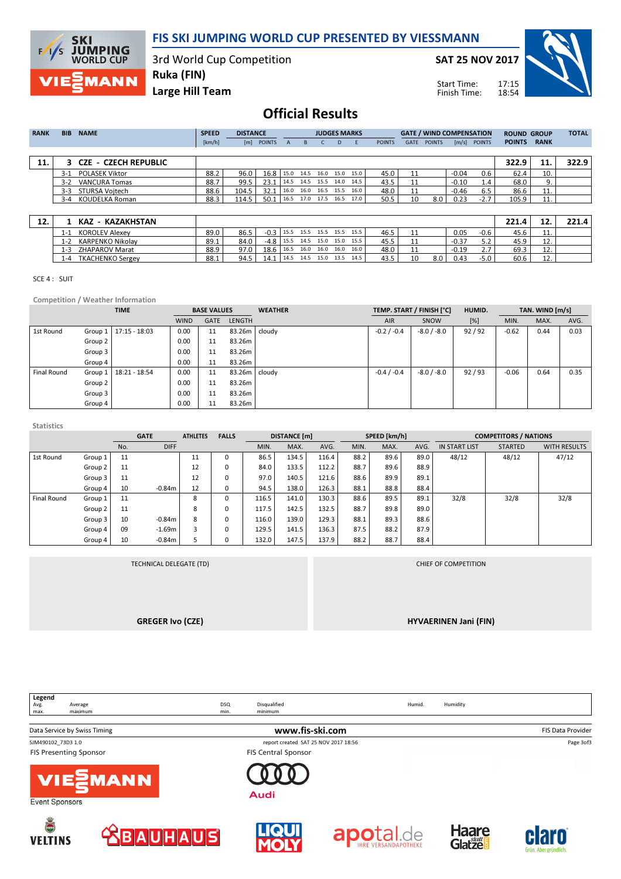# FIS SKI JUMPING WORLD CUP PRESENTED BY VIESSMANN

3rd World Cup Competition
Ruka (FIN)
Large Hill Team

**SAT 25 NOV 2017**

Start Time: 17:15
Finish Time: 18:54

## Official Results

| RANK | BIB | NAME | SPEED [km/h] | DISTANCE [m] | DISTANCE POINTS | A | B | C | D | E | JUDGES POINTS | GATE | GATE POINTS | WIND [m/s] | WIND POINTS | ROUND POINTS | GROUP RANK | TOTAL |
|---|---|---|---|---|---|---|---|---|---|---|---|---|---|---|---|---|---|---|
| 11. | 3 | CZE - CZECH REPUBLIC | | | | | | | | | | | | | | 322.9 | 11. | 322.9 |
| | 3-1 | POLASEK Viktor | 88.2 | 96.0 | 16.8 | 15.0 | 14.5 | 16.0 | 15.0 | 15.0 | 45.0 | 11 | | -0.04 | 0.6 | 62.4 | 10. | |
| | 3-2 | VANCURA Tomas | 88.7 | 99.5 | 23.1 | 14.5 | 14.5 | 15.5 | 14.0 | 14.5 | 43.5 | 11 | | -0.10 | 1.4 | 68.0 | 9. | |
| | 3-3 | STURSA Vojtech | 88.6 | 104.5 | 32.1 | 16.0 | 16.0 | 16.5 | 15.5 | 16.0 | 48.0 | 11 | | -0.46 | 6.5 | 86.6 | 11. | |
| | 3-4 | KOUDELKA Roman | 88.3 | 114.5 | 50.1 | 16.5 | 17.0 | 17.5 | 16.5 | 17.0 | 50.5 | 10 | 8.0 | 0.23 | -2.7 | 105.9 | 11. | |
| 12. | 1 | KAZ - KAZAKHSTAN | | | | | | | | | | | | | | 221.4 | 12. | 221.4 |
| | 1-1 | KOROLEV Alexey | 89.0 | 86.5 | -0.3 | 15.5 | 15.5 | 15.5 | 15.5 | 15.5 | 46.5 | 11 | | 0.05 | -0.6 | 45.6 | 11. | |
| | 1-2 | KARPENKO Nikolay | 89.1 | 84.0 | -4.8 | 15.5 | 14.5 | 15.0 | 15.0 | 15.5 | 45.5 | 11 | | -0.37 | 5.2 | 45.9 | 12. | |
| | 1-3 | ZHAPAROV Marat | 88.9 | 97.0 | 18.6 | 16.5 | 16.0 | 16.0 | 16.0 | 16.0 | 48.0 | 11 | | -0.19 | 2.7 | 69.3 | 12. | |
| | 1-4 | TKACHENKO Sergey | 88.1 | 94.5 | 14.1 | 14.5 | 14.5 | 15.0 | 13.5 | 14.5 | 43.5 | 10 | 8.0 | 0.43 | -5.0 | 60.6 | 12. | |

SCE 4 : SUIT

### Competition / Weather Information

| | | TIME | BASE VALUES WIND | GATE | LENGTH | WEATHER | TEMP. AIR | TEMP. SNOW | HUMID. [%] | TAN. WIND MIN. | MAX. | AVG. |
|---|---|---|---|---|---|---|---|---|---|---|---|---|
| 1st Round | Group 1 | 17:15 - 18:03 | 0.00 | 11 | 83.26m | cloudy | -0.2 / -0.4 | -8.0 / -8.0 | 92 / 92 | -0.62 | 0.44 | 0.03 |
| | Group 2 | | 0.00 | 11 | 83.26m | | | | | | | |
| | Group 3 | | 0.00 | 11 | 83.26m | | | | | | | |
| | Group 4 | | 0.00 | 11 | 83.26m | | | | | | | |
| Final Round | Group 1 | 18:21 - 18:54 | 0.00 | 11 | 83.26m | cloudy | -0.4 / -0.4 | -8.0 / -8.0 | 92 / 93 | -0.06 | 0.64 | 0.35 |
| | Group 2 | | 0.00 | 11 | 83.26m | | | | | | | |
| | Group 3 | | 0.00 | 11 | 83.26m | | | | | | | |
| | Group 4 | | 0.00 | 11 | 83.26m | | | | | | | |

### Statistics

| | | GATE No. | GATE DIFF | ATHLETES | FALLS | DISTANCE MIN. | DISTANCE MAX. | DISTANCE AVG. | SPEED MIN. | SPEED MAX. | SPEED AVG. | IN START LIST | STARTED | WITH RESULTS |
|---|---|---|---|---|---|---|---|---|---|---|---|---|---|---|
| 1st Round | Group 1 | 11 | | 11 | 0 | 86.5 | 134.5 | 116.4 | 88.2 | 89.6 | 89.0 | 48/12 | 48/12 | 47/12 |
| | Group 2 | 11 | | 12 | 0 | 84.0 | 133.5 | 112.2 | 88.7 | 89.6 | 88.9 | | | |
| | Group 3 | 11 | | 12 | 0 | 97.0 | 140.5 | 121.6 | 88.6 | 89.9 | 89.1 | | | |
| | Group 4 | 10 | -0.84m | 12 | 0 | 94.5 | 138.0 | 126.3 | 88.1 | 88.8 | 88.4 | | | |
| Final Round | Group 1 | 11 | | 8 | 0 | 116.5 | 141.0 | 130.3 | 88.6 | 89.5 | 89.1 | 32/8 | 32/8 | 32/8 |
| | Group 2 | 11 | | 8 | 0 | 117.5 | 142.5 | 132.5 | 88.7 | 89.8 | 89.0 | | | |
| | Group 3 | 10 | -0.84m | 8 | 0 | 116.0 | 139.0 | 129.3 | 88.1 | 89.3 | 88.6 | | | |
| | Group 4 | 09 | -1.69m | 3 | 0 | 129.5 | 141.5 | 136.3 | 87.5 | 88.2 | 87.9 | | | |
| | Group 4 | 10 | -0.84m | 5 | 0 | 132.0 | 147.5 | 137.9 | 88.2 | 88.7 | 88.4 | | | |

TECHNICAL DELEGATE (TD): **GREGER Ivo (CZE)**

CHIEF OF COMPETITION: **HYVAERINEN Jani (FIN)**

Legend: Avg. Average; max. maximum; DSQ Disqualified; min. minimum; Humid. Humidity

Data Service by Swiss Timing — www.fis-ski.com — FIS Data Provider

SJM490102_73D3 1.0 — report created SAT 25 NOV 2017 18:56

FIS Presenting Sponsor: VIESSMANN
FIS Central Sponsor: Audi
Event Sponsors: VELTINS, BAUHAUS, LIQUI MOLY, apotal.de, Haare statt Glatze, claro